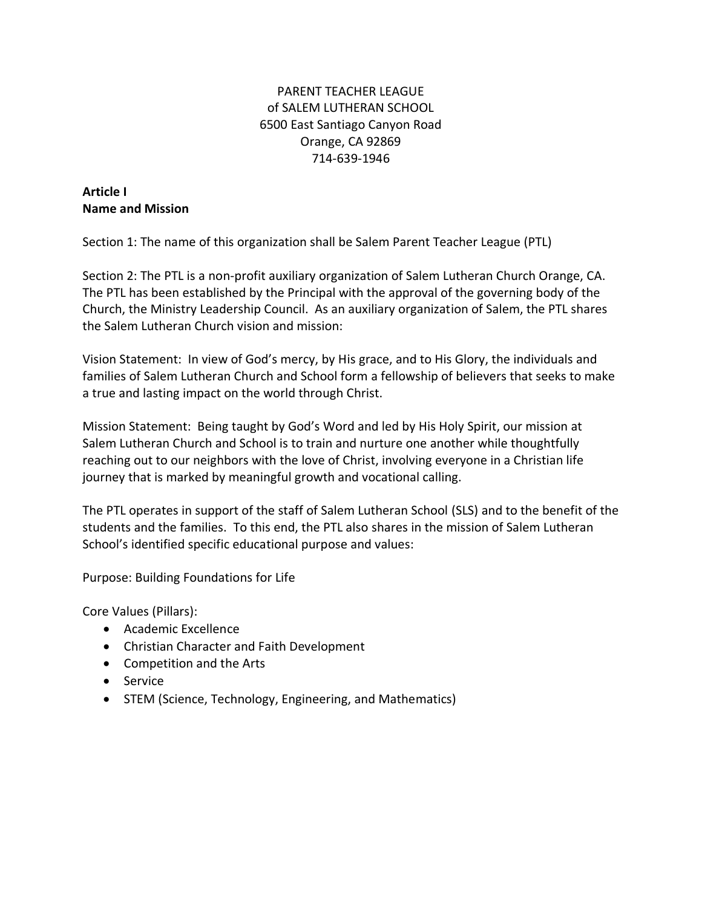# PARENT TEACHER LEAGUE
# of SALEM LUTHERAN SCHOOL

6500 East Santiago Canyon Road
Orange, CA 92869
714-639-1946

## Article I
## Name and Mission

Section 1: The name of this organization shall be Salem Parent Teacher League (PTL)

Section 2: The PTL is a non-profit auxiliary organization of Salem Lutheran Church Orange, CA. The PTL has been established by the Principal with the approval of the governing body of the Church, the Ministry Leadership Council. As an auxiliary organization of Salem, the PTL shares the Salem Lutheran Church vision and mission:

Vision Statement: In view of God's mercy, by His grace, and to His Glory, the individuals and families of Salem Lutheran Church and School form a fellowship of believers that seeks to make a true and lasting impact on the world through Christ.

Mission Statement: Being taught by God's Word and led by His Holy Spirit, our mission at Salem Lutheran Church and School is to train and nurture one another while thoughtfully reaching out to our neighbors with the love of Christ, involving everyone in a Christian life journey that is marked by meaningful growth and vocational calling.

The PTL operates in support of the staff of Salem Lutheran School (SLS) and to the benefit of the students and the families. To this end, the PTL also shares in the mission of Salem Lutheran School's identified specific educational purpose and values:

Purpose: Building Foundations for Life

Core Values (Pillars):

- Academic Excellence
- Christian Character and Faith Development
- Competition and the Arts
- Service
- STEM (Science, Technology, Engineering, and Mathematics)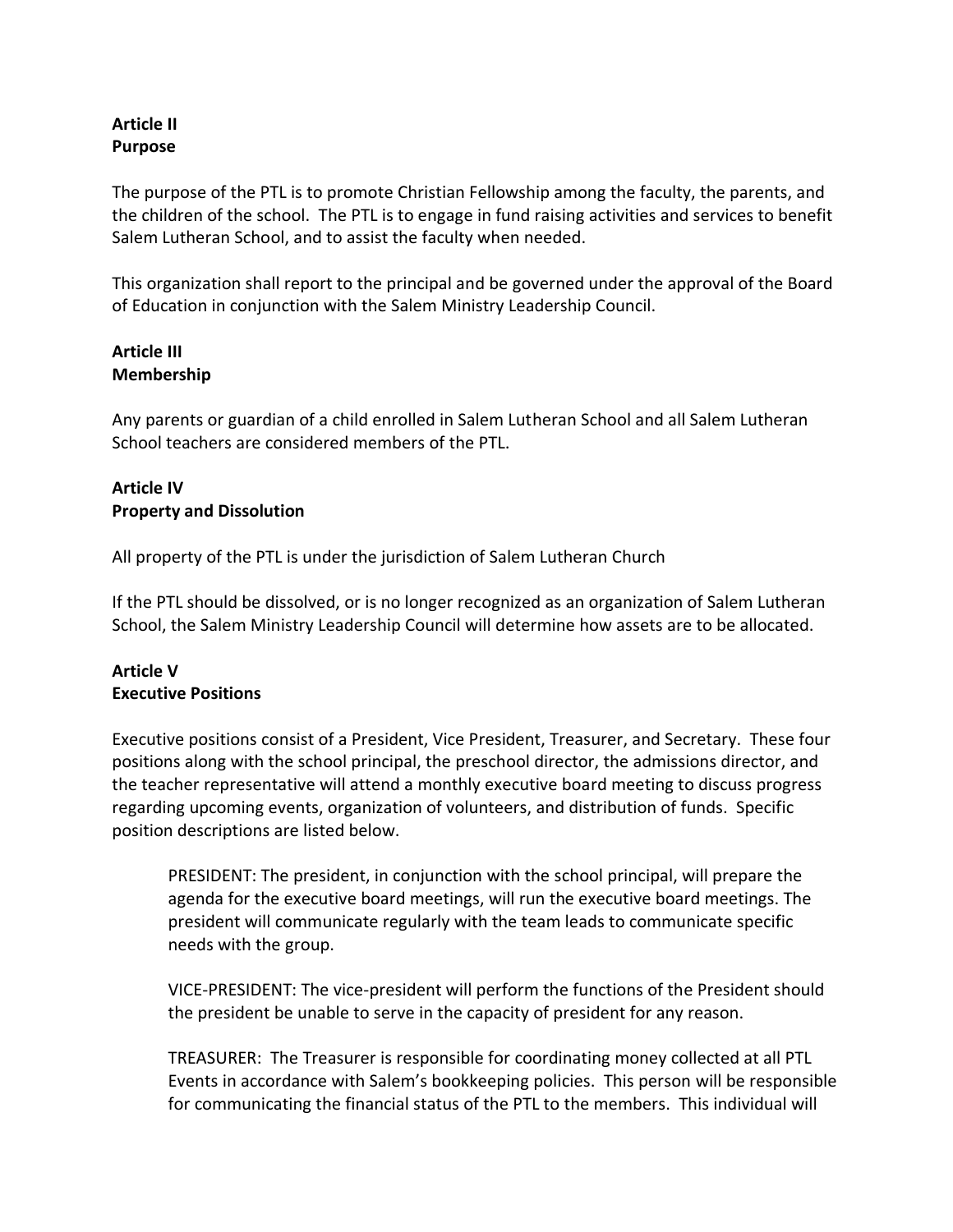**Article II**
**Purpose**

The purpose of the PTL is to promote Christian Fellowship among the faculty, the parents, and the children of the school. The PTL is to engage in fund raising activities and services to benefit Salem Lutheran School, and to assist the faculty when needed.

This organization shall report to the principal and be governed under the approval of the Board of Education in conjunction with the Salem Ministry Leadership Council.

**Article III**
**Membership**

Any parents or guardian of a child enrolled in Salem Lutheran School and all Salem Lutheran School teachers are considered members of the PTL.

**Article IV**
**Property and Dissolution**

All property of the PTL is under the jurisdiction of Salem Lutheran Church

If the PTL should be dissolved, or is no longer recognized as an organization of Salem Lutheran School, the Salem Ministry Leadership Council will determine how assets are to be allocated.

**Article V**
**Executive Positions**

Executive positions consist of a President, Vice President, Treasurer, and Secretary. These four positions along with the school principal, the preschool director, the admissions director, and the teacher representative will attend a monthly executive board meeting to discuss progress regarding upcoming events, organization of volunteers, and distribution of funds. Specific position descriptions are listed below.

PRESIDENT: The president, in conjunction with the school principal, will prepare the agenda for the executive board meetings, will run the executive board meetings. The president will communicate regularly with the team leads to communicate specific needs with the group.

VICE-PRESIDENT: The vice-president will perform the functions of the President should the president be unable to serve in the capacity of president for any reason.

TREASURER: The Treasurer is responsible for coordinating money collected at all PTL Events in accordance with Salem's bookkeeping policies. This person will be responsible for communicating the financial status of the PTL to the members. This individual will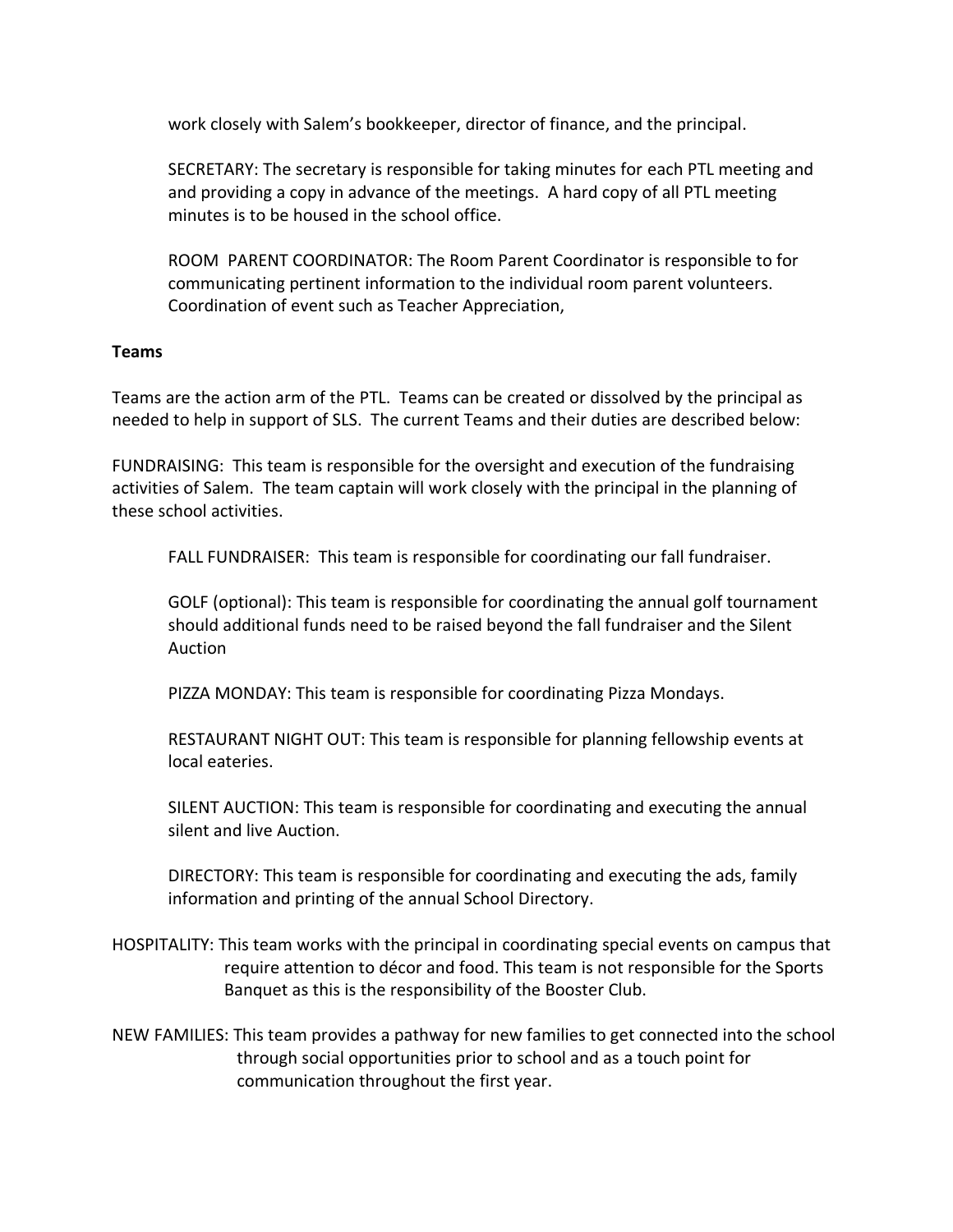work closely with Salem's bookkeeper, director of finance, and the principal.

SECRETARY: The secretary is responsible for taking minutes for each PTL meeting and and providing a copy in advance of the meetings. A hard copy of all PTL meeting minutes is to be housed in the school office.

ROOM PARENT COORDINATOR: The Room Parent Coordinator is responsible to for communicating pertinent information to the individual room parent volunteers. Coordination of event such as Teacher Appreciation,

**Teams**

Teams are the action arm of the PTL. Teams can be created or dissolved by the principal as needed to help in support of SLS. The current Teams and their duties are described below:

FUNDRAISING: This team is responsible for the oversight and execution of the fundraising activities of Salem. The team captain will work closely with the principal in the planning of these school activities.

FALL FUNDRAISER: This team is responsible for coordinating our fall fundraiser.

GOLF (optional): This team is responsible for coordinating the annual golf tournament should additional funds need to be raised beyond the fall fundraiser and the Silent Auction

PIZZA MONDAY: This team is responsible for coordinating Pizza Mondays.

RESTAURANT NIGHT OUT: This team is responsible for planning fellowship events at local eateries.

SILENT AUCTION: This team is responsible for coordinating and executing the annual silent and live Auction.

DIRECTORY: This team is responsible for coordinating and executing the ads, family information and printing of the annual School Directory.

HOSPITALITY: This team works with the principal in coordinating special events on campus that require attention to décor and food. This team is not responsible for the Sports Banquet as this is the responsibility of the Booster Club.

NEW FAMILIES: This team provides a pathway for new families to get connected into the school through social opportunities prior to school and as a touch point for communication throughout the first year.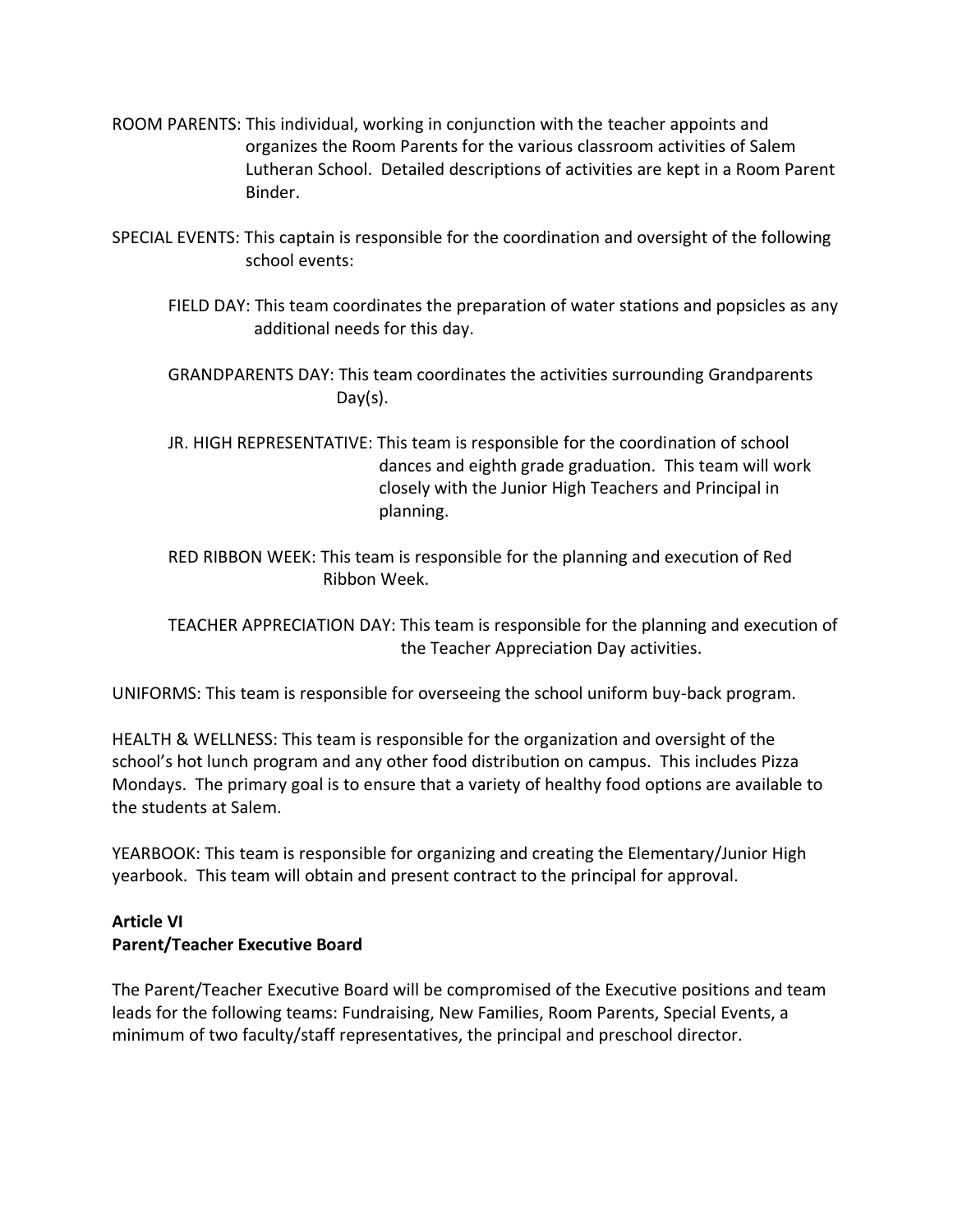ROOM PARENTS: This individual, working in conjunction with the teacher appoints and organizes the Room Parents for the various classroom activities of Salem Lutheran School. Detailed descriptions of activities are kept in a Room Parent Binder.

SPECIAL EVENTS: This captain is responsible for the coordination and oversight of the following school events:

- FIELD DAY: This team coordinates the preparation of water stations and popsicles as any additional needs for this day.

- GRANDPARENTS DAY: This team coordinates the activities surrounding Grandparents Day(s).

- JR. HIGH REPRESENTATIVE: This team is responsible for the coordination of school dances and eighth grade graduation. This team will work closely with the Junior High Teachers and Principal in planning.

- RED RIBBON WEEK: This team is responsible for the planning and execution of Red Ribbon Week.

- TEACHER APPRECIATION DAY: This team is responsible for the planning and execution of the Teacher Appreciation Day activities.

UNIFORMS: This team is responsible for overseeing the school uniform buy-back program.

HEALTH & WELLNESS: This team is responsible for the organization and oversight of the school's hot lunch program and any other food distribution on campus. This includes Pizza Mondays. The primary goal is to ensure that a variety of healthy food options are available to the students at Salem.

YEARBOOK: This team is responsible for organizing and creating the Elementary/Junior High yearbook. This team will obtain and present contract to the principal for approval.

**Article VI**
**Parent/Teacher Executive Board**

The Parent/Teacher Executive Board will be compromised of the Executive positions and team leads for the following teams: Fundraising, New Families, Room Parents, Special Events, a minimum of two faculty/staff representatives, the principal and preschool director.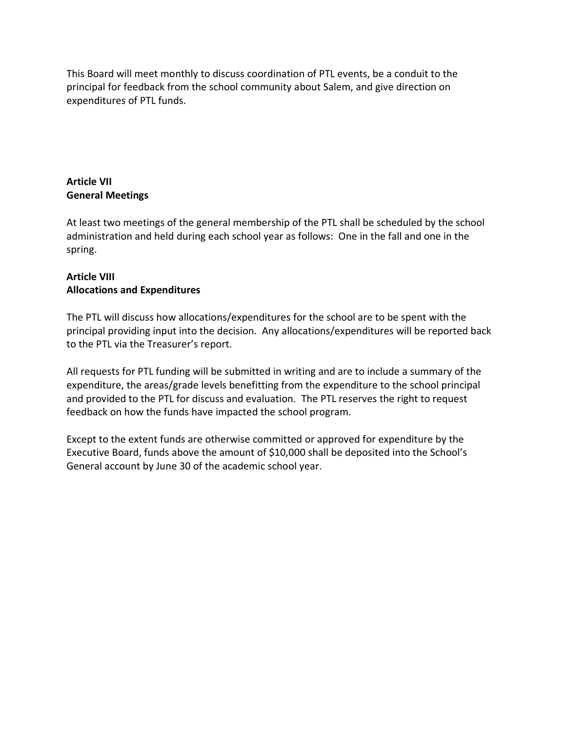This Board will meet monthly to discuss coordination of PTL events, be a conduit to the principal for feedback from the school community about Salem, and give direction on expenditures of PTL funds.

## Article VII
## General Meetings

At least two meetings of the general membership of the PTL shall be scheduled by the school administration and held during each school year as follows: One in the fall and one in the spring.

## Article VIII
## Allocations and Expenditures

The PTL will discuss how allocations/expenditures for the school are to be spent with the principal providing input into the decision. Any allocations/expenditures will be reported back to the PTL via the Treasurer's report.

All requests for PTL funding will be submitted in writing and are to include a summary of the expenditure, the areas/grade levels benefitting from the expenditure to the school principal and provided to the PTL for discuss and evaluation. The PTL reserves the right to request feedback on how the funds have impacted the school program.

Except to the extent funds are otherwise committed or approved for expenditure by the Executive Board, funds above the amount of $10,000 shall be deposited into the School's General account by June 30 of the academic school year.